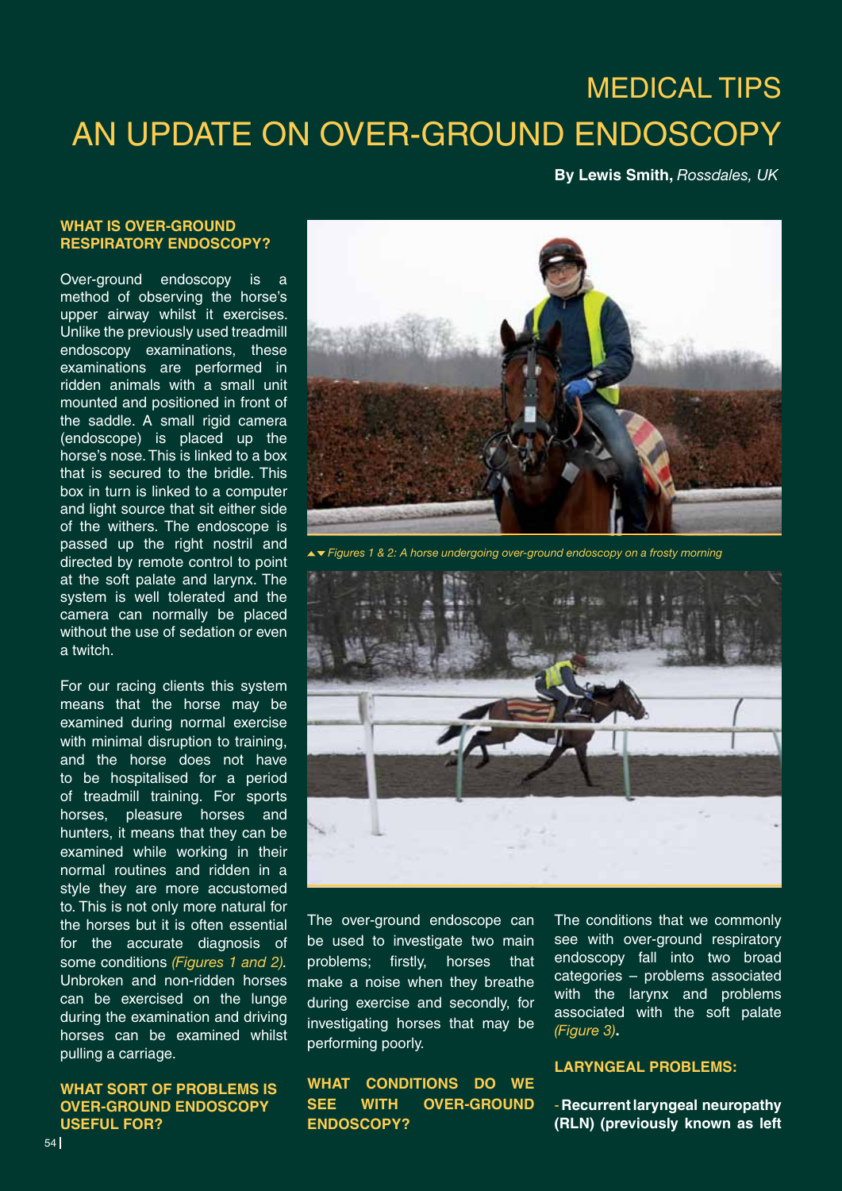# MEDICAL TIPS

# AN UPDATE ON OVER-GROUND ENDOSCOPY

**By Lewis Smith,** *Rossdales, UK*

### WHAT IS OVER-GROUND RESPIRATORY ENDOSCOPY?

Over-ground endoscopy is a method of observing the horse's upper airway whilst it exercises. Unlike the previously used treadmill endoscopy examinations, these examinations are performed in ridden animals with a small unit mounted and positioned in front of the saddle. A small rigid camera (endoscope) is placed up the horse's nose. This is linked to a box that is secured to the bridle. This box in turn is linked to a computer and light source that sit either side of the withers. The endoscope is passed up the right nostril and directed by remote control to point at the soft palate and larynx. The system is well tolerated and the camera can normally be placed without the use of sedation or even a twitch.

For our racing clients this system means that the horse may be examined during normal exercise with minimal disruption to training, and the horse does not have to be hospitalised for a period of treadmill training. For sports horses, pleasure horses and hunters, it means that they can be examined while working in their normal routines and ridden in a style they are more accustomed to. This is not only more natural for the horses but it is often essential for the accurate diagnosis of some conditions *(Figures 1 and 2)*. Unbroken and non-ridden horses can be exercised on the lunge during the examination and driving horses can be examined whilst pulling a carriage.

*Figures 1 & 2: A horse undergoing over-ground endoscopy on a frosty morning*

### WHAT SORT OF PROBLEMS IS OVER-GROUND ENDOSCOPY USEFUL FOR?

The over-ground endoscope can be used to investigate two main problems; firstly, horses that make a noise when they breathe during exercise and secondly, for investigating horses that may be performing poorly.

### WHAT CONDITIONS DO WE SEE WITH OVER-GROUND ENDOSCOPY?

The conditions that we commonly see with over-ground respiratory endoscopy fall into two broad categories – problems associated with the larynx and problems associated with the soft palate *(Figure 3)*.

### LARYNGEAL PROBLEMS:

- **Recurrent laryngeal neuropathy (RLN) (previously known as left**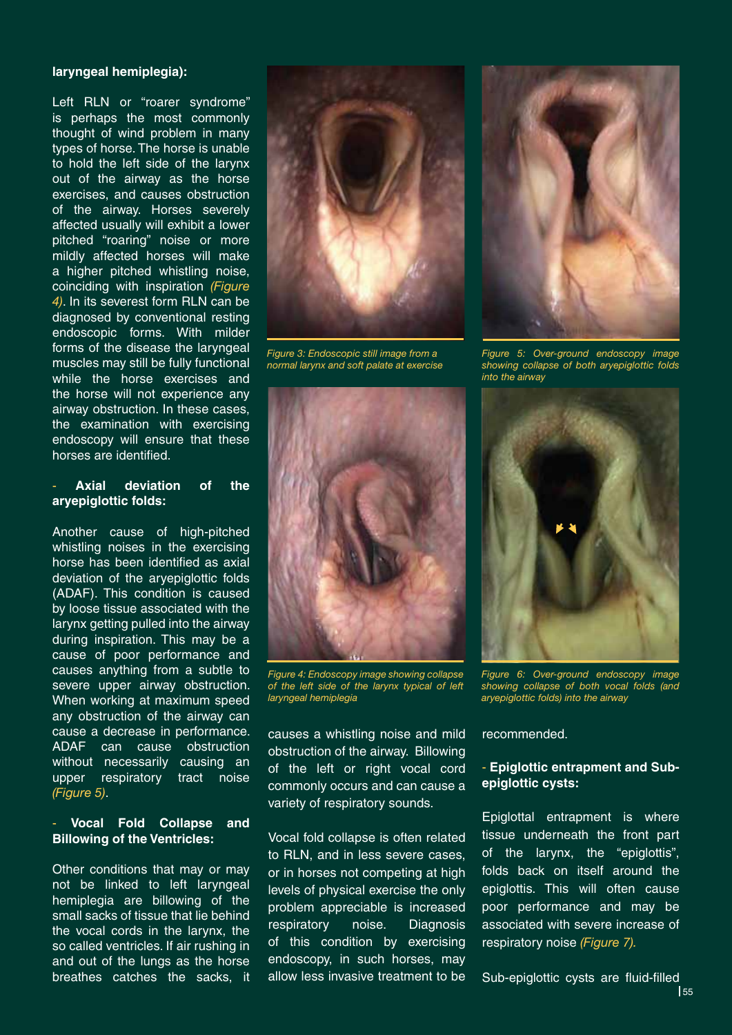**laryngeal hemiplegia):**

Left RLN or "roarer syndrome" is perhaps the most commonly thought of wind problem in many types of horse. The horse is unable to hold the left side of the larynx out of the airway as the horse exercises, and causes obstruction of the airway. Horses severely affected usually will exhibit a lower pitched "roaring" noise or more mildly affected horses will make a higher pitched whistling noise, coinciding with inspiration *(Figure 4)*. In its severest form RLN can be diagnosed by conventional resting endoscopic forms. With milder forms of the disease the laryngeal muscles may still be fully functional while the horse exercises and the horse will not experience any airway obstruction. In these cases, the examination with exercising endoscopy will ensure that these horses are identified.

### - Axial deviation of the aryepiglottic folds:

Another cause of high-pitched whistling noises in the exercising horse has been identified as axial deviation of the aryepiglottic folds (ADAF). This condition is caused by loose tissue associated with the larynx getting pulled into the airway during inspiration. This may be a cause of poor performance and causes anything from a subtle to severe upper airway obstruction. When working at maximum speed any obstruction of the airway can cause a decrease in performance. ADAF can cause obstruction without necessarily causing an upper respiratory tract noise *(Figure 5)*.

### - Vocal Fold Collapse and Billowing of the Ventricles:

Other conditions that may or may not be linked to left laryngeal hemiplegia are billowing of the small sacks of tissue that lie behind the vocal cords in the larynx, the so called ventricles. If air rushing in and out of the lungs as the horse breathes catches the sacks, it causes a whistling noise and mild obstruction of the airway. Billowing of the left or right vocal cord commonly occurs and can cause a variety of respiratory sounds.

*Figure 3: Endoscopic still image from a normal larynx and soft palate at exercise*

*Figure 4: Endoscopy image showing collapse of the left side of the larynx typical of left laryngeal hemiplegia*

*Figure 5: Over-ground endoscopy image showing collapse of both aryepiglottic folds into the airway*

*Figure 6: Over-ground endoscopy image showing collapse of both vocal folds (and aryepiglottic folds) into the airway*

Vocal fold collapse is often related to RLN, and in less severe cases, or in horses not competing at high levels of physical exercise the only problem appreciable is increased respiratory noise. Diagnosis of this condition by exercising endoscopy, in such horses, may allow less invasive treatment to be recommended.

### - Epiglottic entrapment and Sub-epiglottic cysts:

Epiglottal entrapment is where tissue underneath the front part of the larynx, the "epiglottis", folds back on itself around the epiglottis. This will often cause poor performance and may be associated with severe increase of respiratory noise *(Figure 7).*

Sub-epiglottic cysts are fluid-filled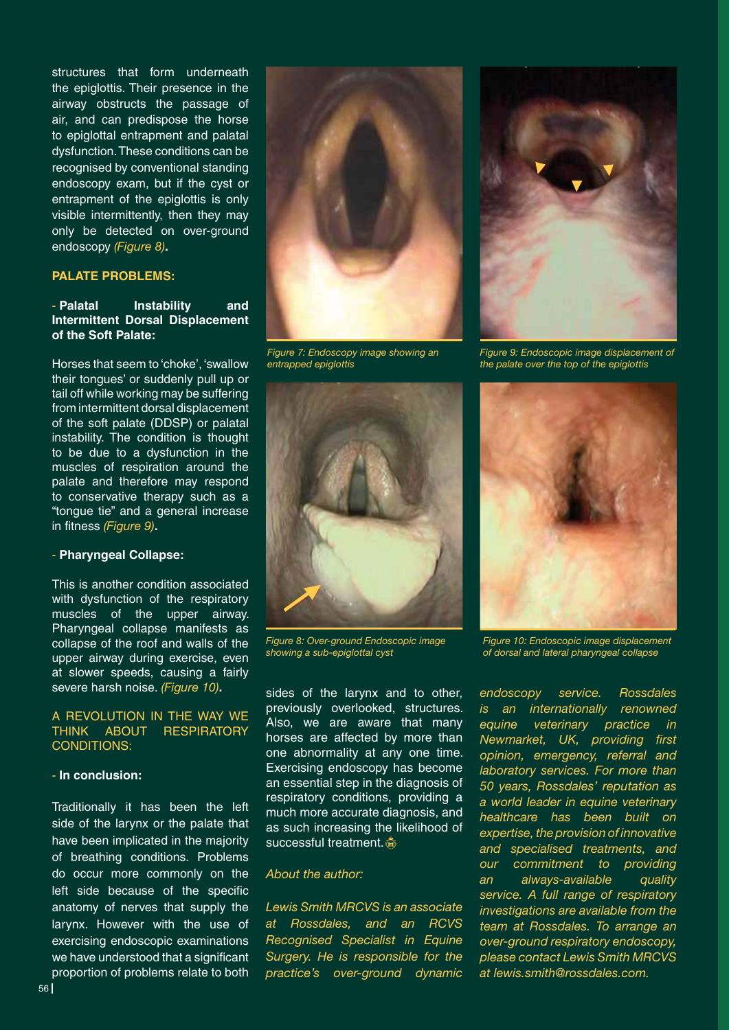structures that form underneath the epiglottis. Their presence in the airway obstructs the passage of air, and can predispose the horse to epiglottal entrapment and palatal dysfunction. These conditions can be recognised by conventional standing endoscopy exam, but if the cyst or entrapment of the epiglottis is only visible intermittently, then they may only be detected on over-ground endoscopy *(Figure 8)*.

### PALATE PROBLEMS:

#### - Palatal Instability and Intermittent Dorsal Displacement of the Soft Palate:

Horses that seem to 'choke', 'swallow their tongues' or suddenly pull up or tail off while working may be suffering from intermittent dorsal displacement of the soft palate (DDSP) or palatal instability. The condition is thought to be due to a dysfunction in the muscles of respiration around the palate and therefore may respond to conservative therapy such as a "tongue tie" and a general increase in fitness *(Figure 9)*.

#### - Pharyngeal Collapse:

This is another condition associated with dysfunction of the respiratory muscles of the upper airway. Pharyngeal collapse manifests as collapse of the roof and walls of the upper airway during exercise, even at slower speeds, causing a fairly severe harsh noise. *(Figure 10)*.

### A REVOLUTION IN THE WAY WE THINK ABOUT RESPIRATORY CONDITIONS:

#### - In conclusion:

Traditionally it has been the left side of the larynx or the palate that have been implicated in the majority of breathing conditions. Problems do occur more commonly on the left side because of the specific anatomy of nerves that supply the larynx. However with the use of exercising endoscopic examinations we have understood that a significant proportion of problems relate to both sides of the larynx and to other, previously overlooked, structures. Also, we are aware that many horses are affected by more than one abnormality at any one time. Exercising endoscopy has become an essential step in the diagnosis of respiratory conditions, providing a much more accurate diagnosis, and as such increasing the likelihood of successful treatment.

*Figure 7: Endoscopy image showing an entrapped epiglottis*

*Figure 8: Over-ground Endoscopic image showing a sub-epiglottal cyst*

*Figure 9: Endoscopic image displacement of the palate over the top of the epiglottis*

*Figure 10: Endoscopic image displacement of dorsal and lateral pharyngeal collapse*

*About the author:*

*Lewis Smith MRCVS is an associate at Rossdales, and an RCVS Recognised Specialist in Equine Surgery. He is responsible for the practice's over-ground dynamic endoscopy service. Rossdales is an internationally renowned equine veterinary practice in Newmarket, UK, providing first opinion, emergency, referral and laboratory services. For more than 50 years, Rossdales' reputation as a world leader in equine veterinary healthcare has been built on expertise, the provision of innovative and specialised treatments, and our commitment to providing an always-available quality service. A full range of respiratory investigations are available from the team at Rossdales. To arrange an over-ground respiratory endoscopy, please contact Lewis Smith MRCVS at lewis.smith@rossdales.com.*